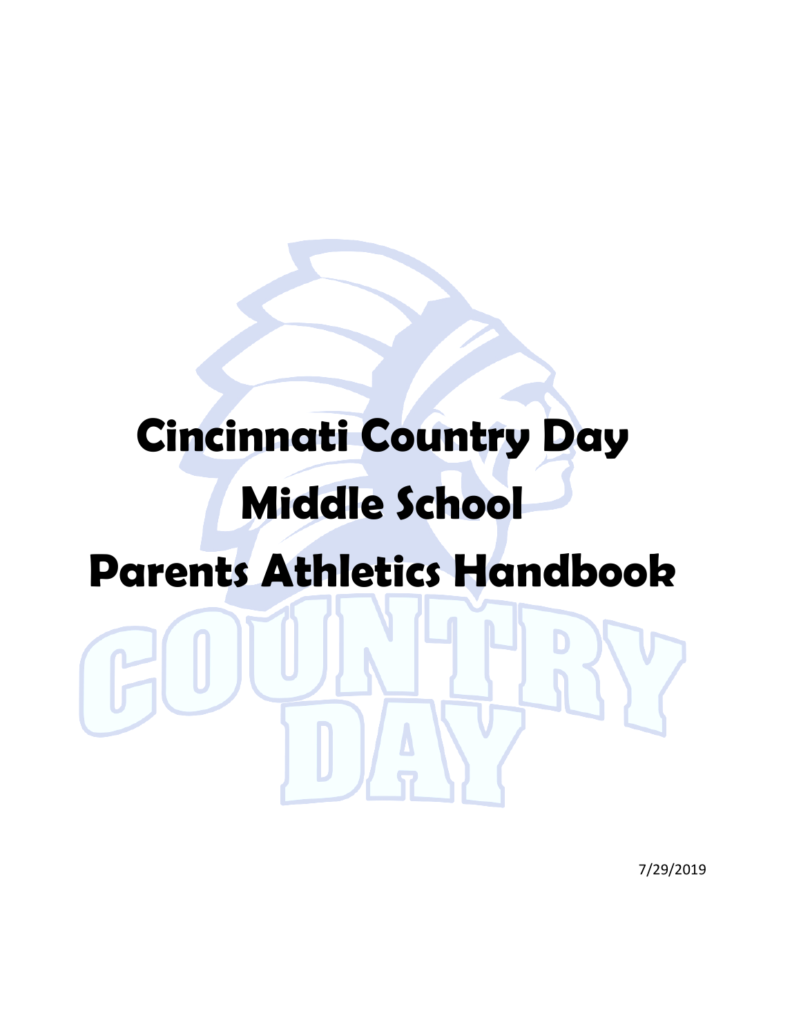# Cincinnati Country Day Middle School Parents Athletics Handbook

7/29/2019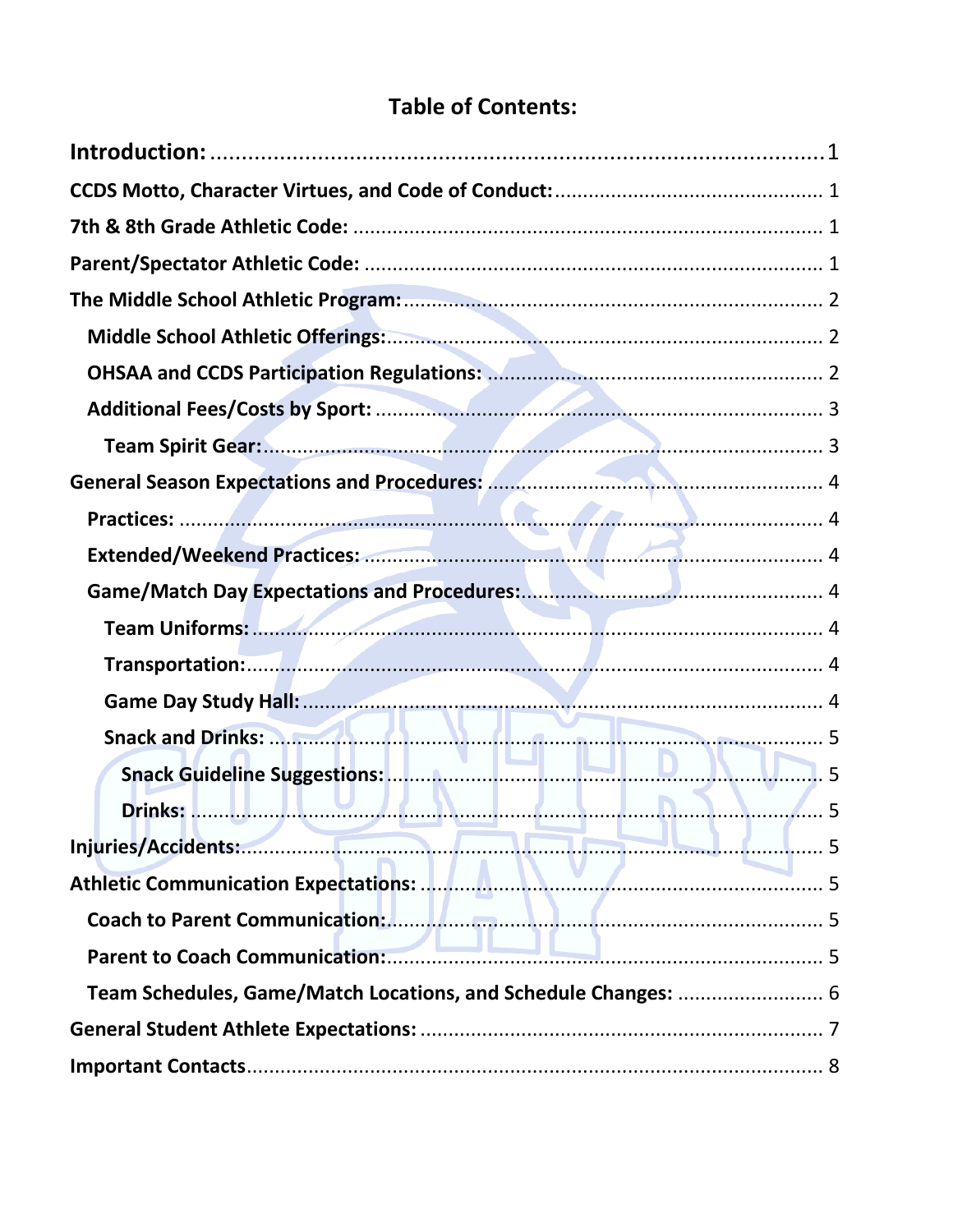# Table of Contents:

**Introduction:** ..................................................... 1

**CCDS Motto, Character Virtues, and Code of Conduct:** ..................................................... 1

**7th & 8th Grade Athletic Code:** ..................................................... 1

**Parent/Spectator Athletic Code:** ..................................................... 1

**The Middle School Athletic Program:** ..................................................... 2

- **Middle School Athletic Offerings:** ..................................................... 2
- **OHSAA and CCDS Participation Regulations:** ..................................................... 2
- **Additional Fees/Costs by Sport:** ..................................................... 3
  - **Team Spirit Gear:** ..................................................... 3

**General Season Expectations and Procedures:** ..................................................... 4

- **Practices:** ..................................................... 4
- **Extended/Weekend Practices:** ..................................................... 4
- **Game/Match Day Expectations and Procedures:** ..................................................... 4
  - **Team Uniforms:** ..................................................... 4
  - **Transportation:** ..................................................... 4
  - **Game Day Study Hall:** ..................................................... 4
  - **Snack and Drinks:** ..................................................... 5
    - **Snack Guideline Suggestions:** ..................................................... 5
    - **Drinks:** ..................................................... 5

**Injuries/Accidents:** ..................................................... 5

**Athletic Communication Expectations:** ..................................................... 5

- **Coach to Parent Communication:** ..................................................... 5
- **Parent to Coach Communication:** ..................................................... 5
- **Team Schedules, Game/Match Locations, and Schedule Changes:** ..................................................... 6

**General Student Athlete Expectations:** ..................................................... 7

**Important Contacts** ..................................................... 8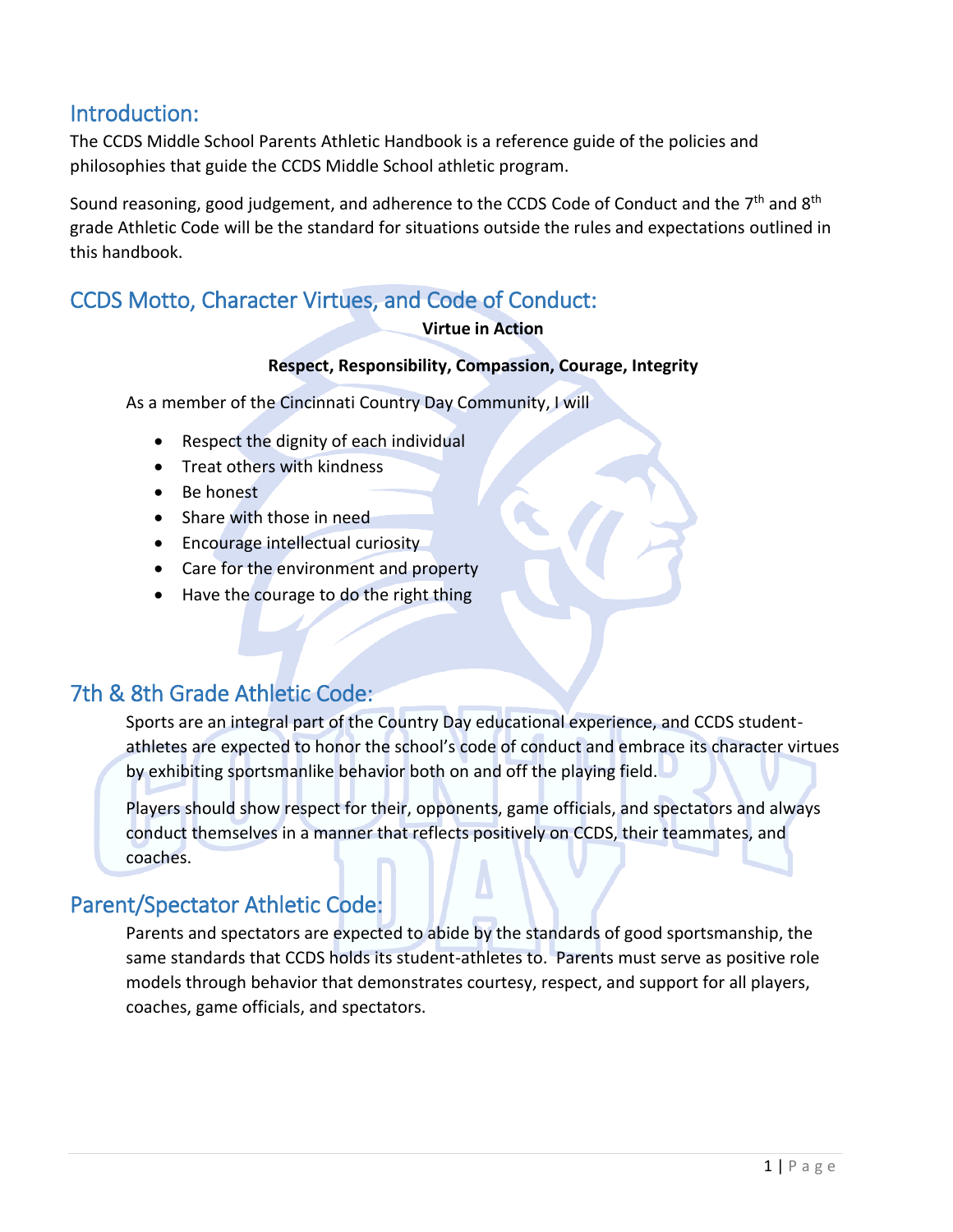## Introduction:

The CCDS Middle School Parents Athletic Handbook is a reference guide of the policies and philosophies that guide the CCDS Middle School athletic program.

Sound reasoning, good judgement, and adherence to the CCDS Code of Conduct and the 7th and 8th grade Athletic Code will be the standard for situations outside the rules and expectations outlined in this handbook.

## CCDS Motto, Character Virtues, and Code of Conduct:

**Virtue in Action**

**Respect, Responsibility, Compassion, Courage, Integrity**

As a member of the Cincinnati Country Day Community, I will

- Respect the dignity of each individual
- Treat others with kindness
- Be honest
- Share with those in need
- Encourage intellectual curiosity
- Care for the environment and property
- Have the courage to do the right thing

## 7th & 8th Grade Athletic Code:

Sports are an integral part of the Country Day educational experience, and CCDS student-athletes are expected to honor the school's code of conduct and embrace its character virtues by exhibiting sportsmanlike behavior both on and off the playing field.

Players should show respect for their, opponents, game officials, and spectators and always conduct themselves in a manner that reflects positively on CCDS, their teammates, and coaches.

## Parent/Spectator Athletic Code:

Parents and spectators are expected to abide by the standards of good sportsmanship, the same standards that CCDS holds its student-athletes to. Parents must serve as positive role models through behavior that demonstrates courtesy, respect, and support for all players, coaches, game officials, and spectators.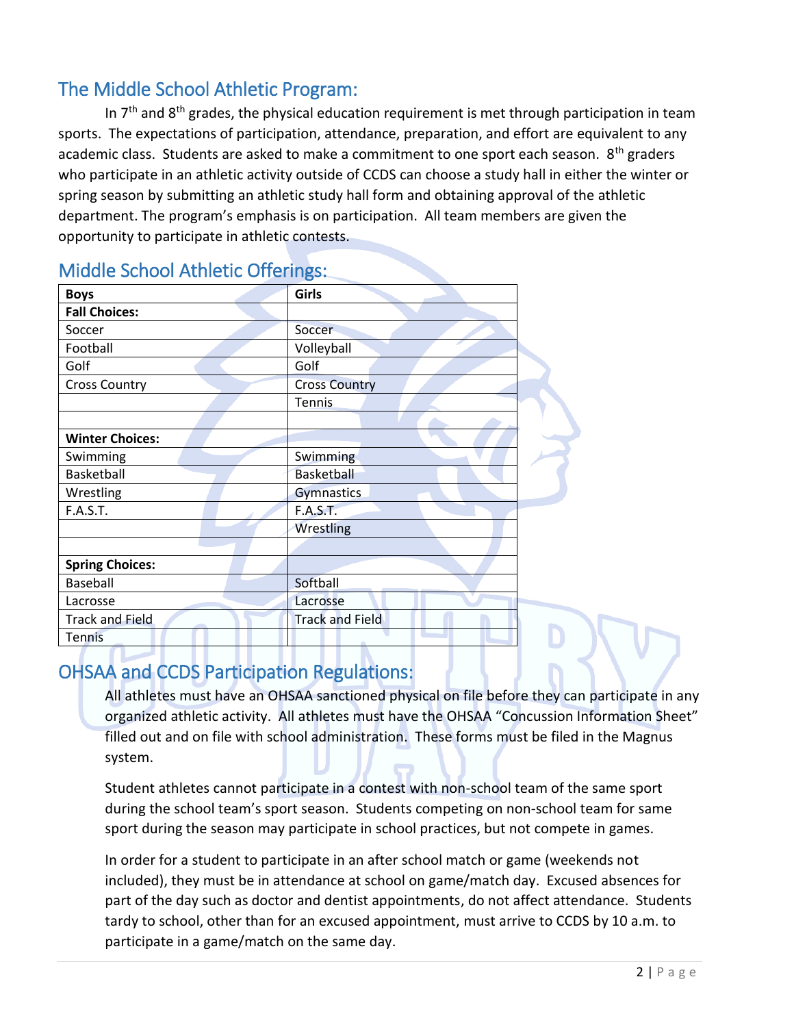## The Middle School Athletic Program:

In 7th and 8th grades, the physical education requirement is met through participation in team sports. The expectations of participation, attendance, preparation, and effort are equivalent to any academic class. Students are asked to make a commitment to one sport each season. 8th graders who participate in an athletic activity outside of CCDS can choose a study hall in either the winter or spring season by submitting an athletic study hall form and obtaining approval of the athletic department. The program's emphasis is on participation. All team members are given the opportunity to participate in athletic contests.

## Middle School Athletic Offerings:

| **Boys** | **Girls** |
|---|---|
| **Fall Choices:** | |
| Soccer | Soccer |
| Football | Volleyball |
| Golf | Golf |
| Cross Country | Cross Country |
| | Tennis |
| | |
| **Winter Choices:** | |
| Swimming | Swimming |
| Basketball | Basketball |
| Wrestling | Gymnastics |
| F.A.S.T. | F.A.S.T. |
| | Wrestling |
| | |
| **Spring Choices:** | |
| Baseball | Softball |
| Lacrosse | Lacrosse |
| Track and Field | Track and Field |
| Tennis | |

## OHSAA and CCDS Participation Regulations:

All athletes must have an OHSAA sanctioned physical on file before they can participate in any organized athletic activity. All athletes must have the OHSAA "Concussion Information Sheet" filled out and on file with school administration. These forms must be filed in the Magnus system.

Student athletes cannot participate in a contest with non-school team of the same sport during the school team's sport season. Students competing on non-school team for same sport during the season may participate in school practices, but not compete in games.

In order for a student to participate in an after school match or game (weekends not included), they must be in attendance at school on game/match day. Excused absences for part of the day such as doctor and dentist appointments, do not affect attendance. Students tardy to school, other than for an excused appointment, must arrive to CCDS by 10 a.m. to participate in a game/match on the same day.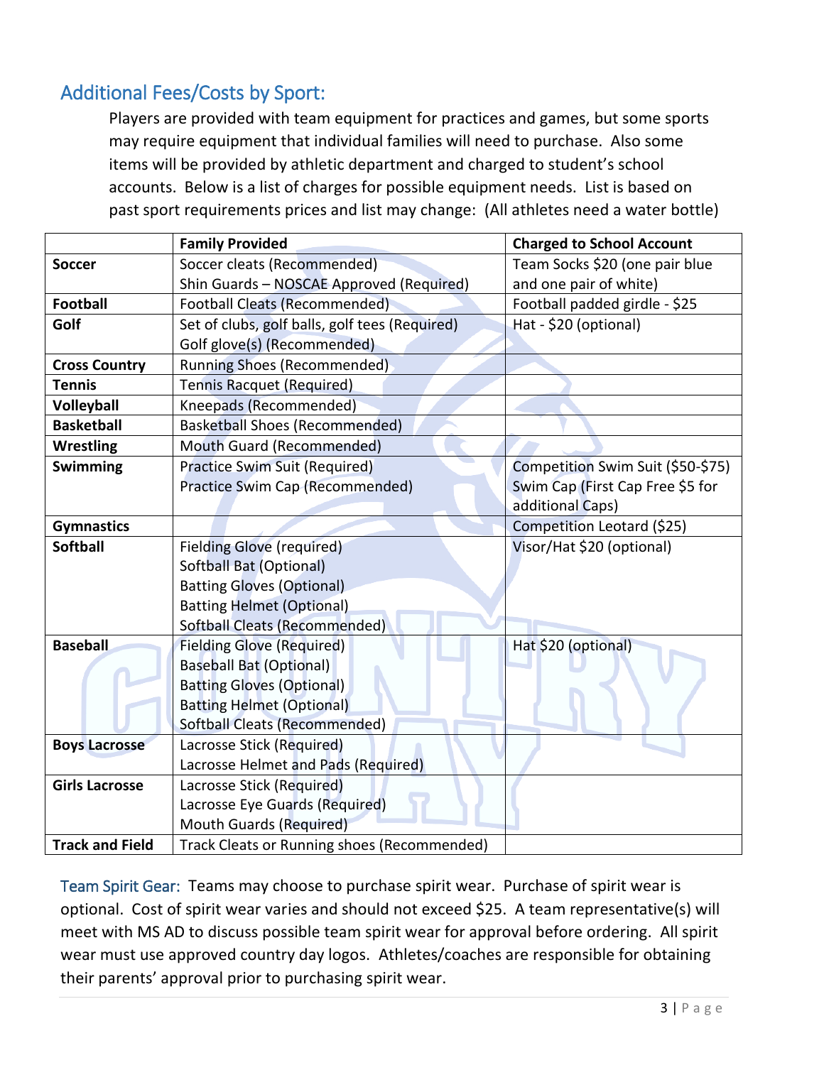## Additional Fees/Costs by Sport:

Players are provided with team equipment for practices and games, but some sports may require equipment that individual families will need to purchase. Also some items will be provided by athletic department and charged to student's school accounts. Below is a list of charges for possible equipment needs. List is based on past sport requirements prices and list may change: (All athletes need a water bottle)

| | Family Provided | Charged to School Account |
|---|---|---|
| **Soccer** | Soccer cleats (Recommended)<br>Shin Guards – NOSCAE Approved (Required) | Team Socks $20 (one pair blue and one pair of white) |
| **Football** | Football Cleats (Recommended) | Football padded girdle - $25 |
| **Golf** | Set of clubs, golf balls, golf tees (Required)<br>Golf glove(s) (Recommended) | Hat - $20 (optional) |
| **Cross Country** | Running Shoes (Recommended) | |
| **Tennis** | Tennis Racquet (Required) | |
| **Volleyball** | Kneepads (Recommended) | |
| **Basketball** | Basketball Shoes (Recommended) | |
| **Wrestling** | Mouth Guard (Recommended) | |
| **Swimming** | Practice Swim Suit (Required)<br>Practice Swim Cap (Recommended) | Competition Swim Suit ($50-$75)<br>Swim Cap (First Cap Free $5 for additional Caps) |
| **Gymnastics** | | Competition Leotard ($25) |
| **Softball** | Fielding Glove (required)<br>Softball Bat (Optional)<br>Batting Gloves (Optional)<br>Batting Helmet (Optional)<br>Softball Cleats (Recommended) | Visor/Hat $20 (optional) |
| **Baseball** | Fielding Glove (Required)<br>Baseball Bat (Optional)<br>Batting Gloves (Optional)<br>Batting Helmet (Optional)<br>Softball Cleats (Recommended) | Hat $20 (optional) |
| **Boys Lacrosse** | Lacrosse Stick (Required)<br>Lacrosse Helmet and Pads (Required) | |
| **Girls Lacrosse** | Lacrosse Stick (Required)<br>Lacrosse Eye Guards (Required)<br>Mouth Guards (Required) | |
| **Track and Field** | Track Cleats or Running shoes (Recommended) | |

Team Spirit Gear: Teams may choose to purchase spirit wear. Purchase of spirit wear is optional. Cost of spirit wear varies and should not exceed $25. A team representative(s) will meet with MS AD to discuss possible team spirit wear for approval before ordering. All spirit wear must use approved country day logos. Athletes/coaches are responsible for obtaining their parents' approval prior to purchasing spirit wear.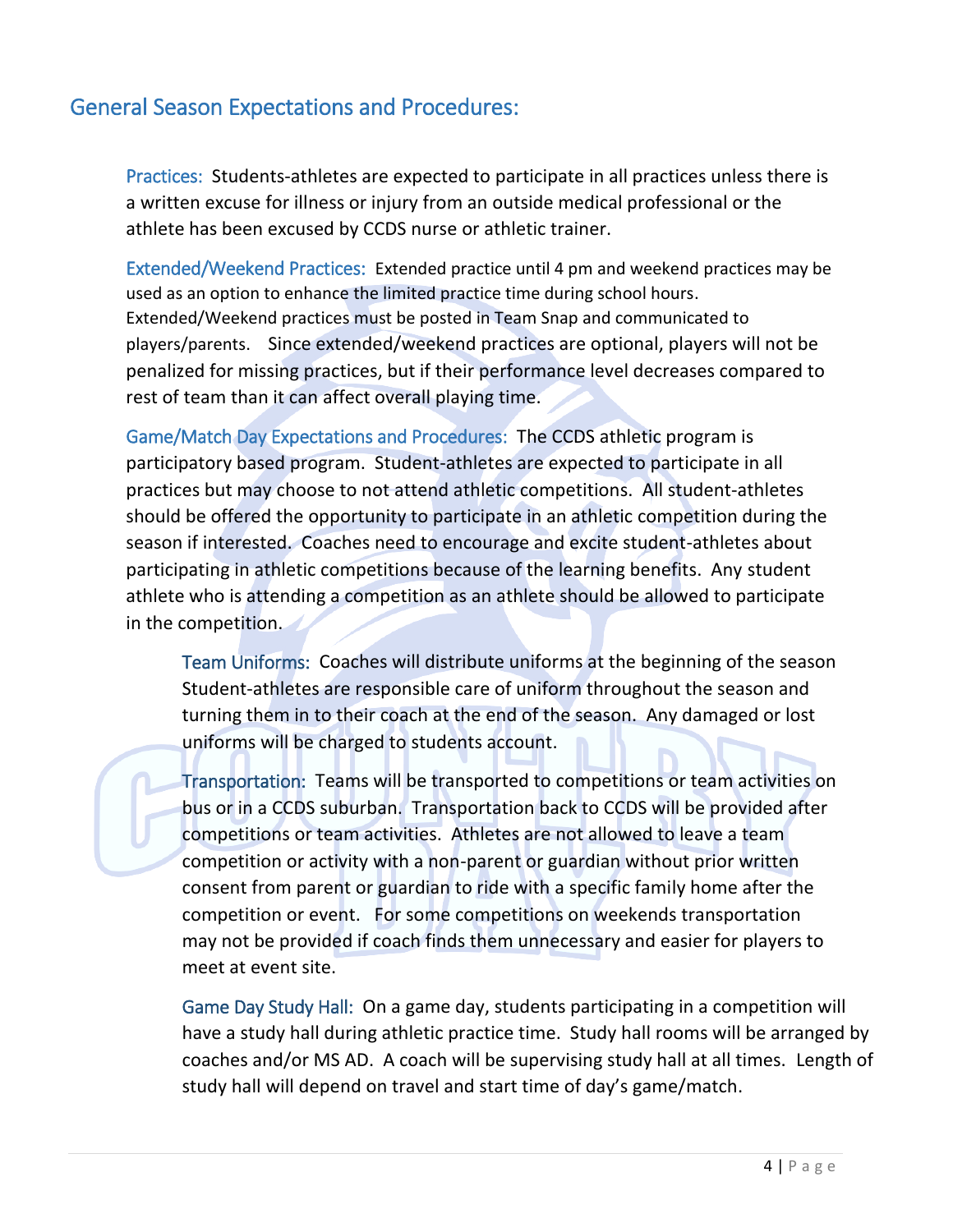## General Season Expectations and Procedures:

**Practices:** Students-athletes are expected to participate in all practices unless there is a written excuse for illness or injury from an outside medical professional or the athlete has been excused by CCDS nurse or athletic trainer.

**Extended/Weekend Practices:** Extended practice until 4 pm and weekend practices may be used as an option to enhance the limited practice time during school hours. Extended/Weekend practices must be posted in Team Snap and communicated to players/parents. Since extended/weekend practices are optional, players will not be penalized for missing practices, but if their performance level decreases compared to rest of team than it can affect overall playing time.

**Game/Match Day Expectations and Procedures:** The CCDS athletic program is participatory based program. Student-athletes are expected to participate in all practices but may choose to not attend athletic competitions. All student-athletes should be offered the opportunity to participate in an athletic competition during the season if interested. Coaches need to encourage and excite student-athletes about participating in athletic competitions because of the learning benefits. Any student athlete who is attending a competition as an athlete should be allowed to participate in the competition.

**Team Uniforms:** Coaches will distribute uniforms at the beginning of the season Student-athletes are responsible care of uniform throughout the season and turning them in to their coach at the end of the season. Any damaged or lost uniforms will be charged to students account.

**Transportation:** Teams will be transported to competitions or team activities on bus or in a CCDS suburban. Transportation back to CCDS will be provided after competitions or team activities. Athletes are not allowed to leave a team competition or activity with a non-parent or guardian without prior written consent from parent or guardian to ride with a specific family home after the competition or event. For some competitions on weekends transportation may not be provided if coach finds them unnecessary and easier for players to meet at event site.

**Game Day Study Hall:** On a game day, students participating in a competition will have a study hall during athletic practice time. Study hall rooms will be arranged by coaches and/or MS AD. A coach will be supervising study hall at all times. Length of study hall will depend on travel and start time of day's game/match.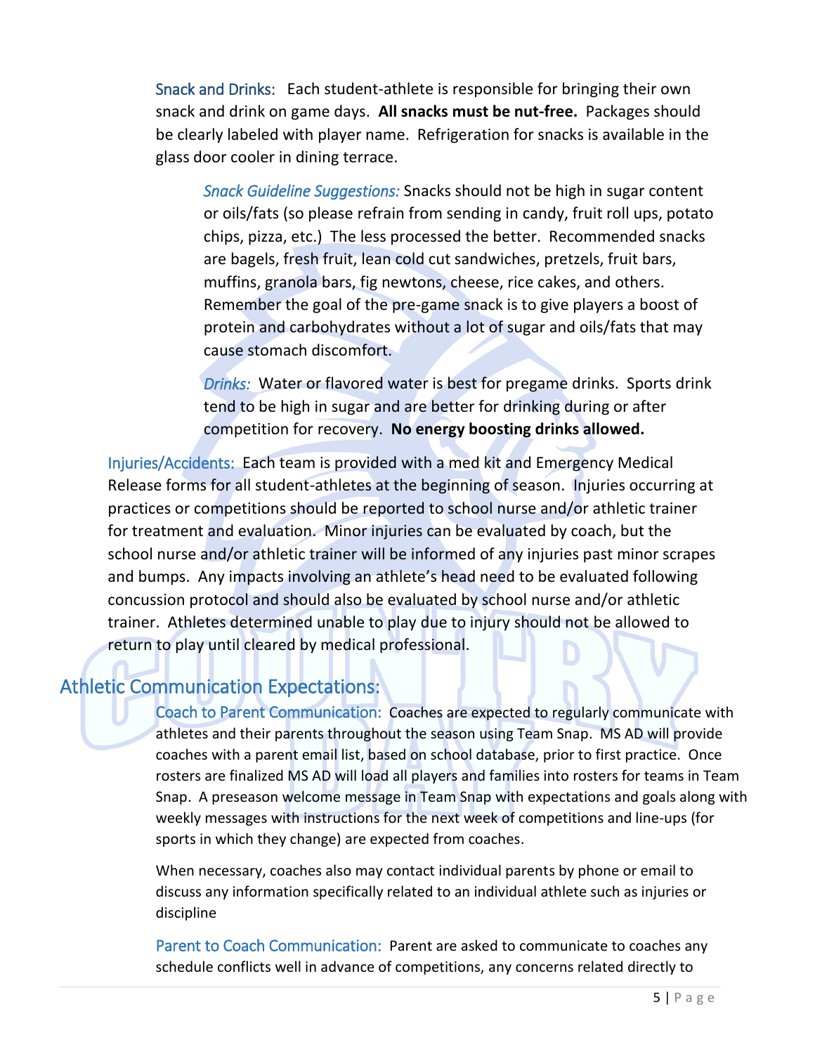Snack and Drinks: Each student-athlete is responsible for bringing their own snack and drink on game days. **All snacks must be nut-free.** Packages should be clearly labeled with player name. Refrigeration for snacks is available in the glass door cooler in dining terrace.

*Snack Guideline Suggestions:* Snacks should not be high in sugar content or oils/fats (so please refrain from sending in candy, fruit roll ups, potato chips, pizza, etc.) The less processed the better. Recommended snacks are bagels, fresh fruit, lean cold cut sandwiches, pretzels, fruit bars, muffins, granola bars, fig newtons, cheese, rice cakes, and others. Remember the goal of the pre-game snack is to give players a boost of protein and carbohydrates without a lot of sugar and oils/fats that may cause stomach discomfort.

*Drinks:* Water or flavored water is best for pregame drinks. Sports drink tend to be high in sugar and are better for drinking during or after competition for recovery. **No energy boosting drinks allowed.**

Injuries/Accidents: Each team is provided with a med kit and Emergency Medical Release forms for all student-athletes at the beginning of season. Injuries occurring at practices or competitions should be reported to school nurse and/or athletic trainer for treatment and evaluation. Minor injuries can be evaluated by coach, but the school nurse and/or athletic trainer will be informed of any injuries past minor scrapes and bumps. Any impacts involving an athlete's head need to be evaluated following concussion protocol and should also be evaluated by school nurse and/or athletic trainer. Athletes determined unable to play due to injury should not be allowed to return to play until cleared by medical professional.

## Athletic Communication Expectations:

Coach to Parent Communication: Coaches are expected to regularly communicate with athletes and their parents throughout the season using Team Snap. MS AD will provide coaches with a parent email list, based on school database, prior to first practice. Once rosters are finalized MS AD will load all players and families into rosters for teams in Team Snap. A preseason welcome message in Team Snap with expectations and goals along with weekly messages with instructions for the next week of competitions and line-ups (for sports in which they change) are expected from coaches.

When necessary, coaches also may contact individual parents by phone or email to discuss any information specifically related to an individual athlete such as injuries or discipline

Parent to Coach Communication: Parent are asked to communicate to coaches any schedule conflicts well in advance of competitions, any concerns related directly to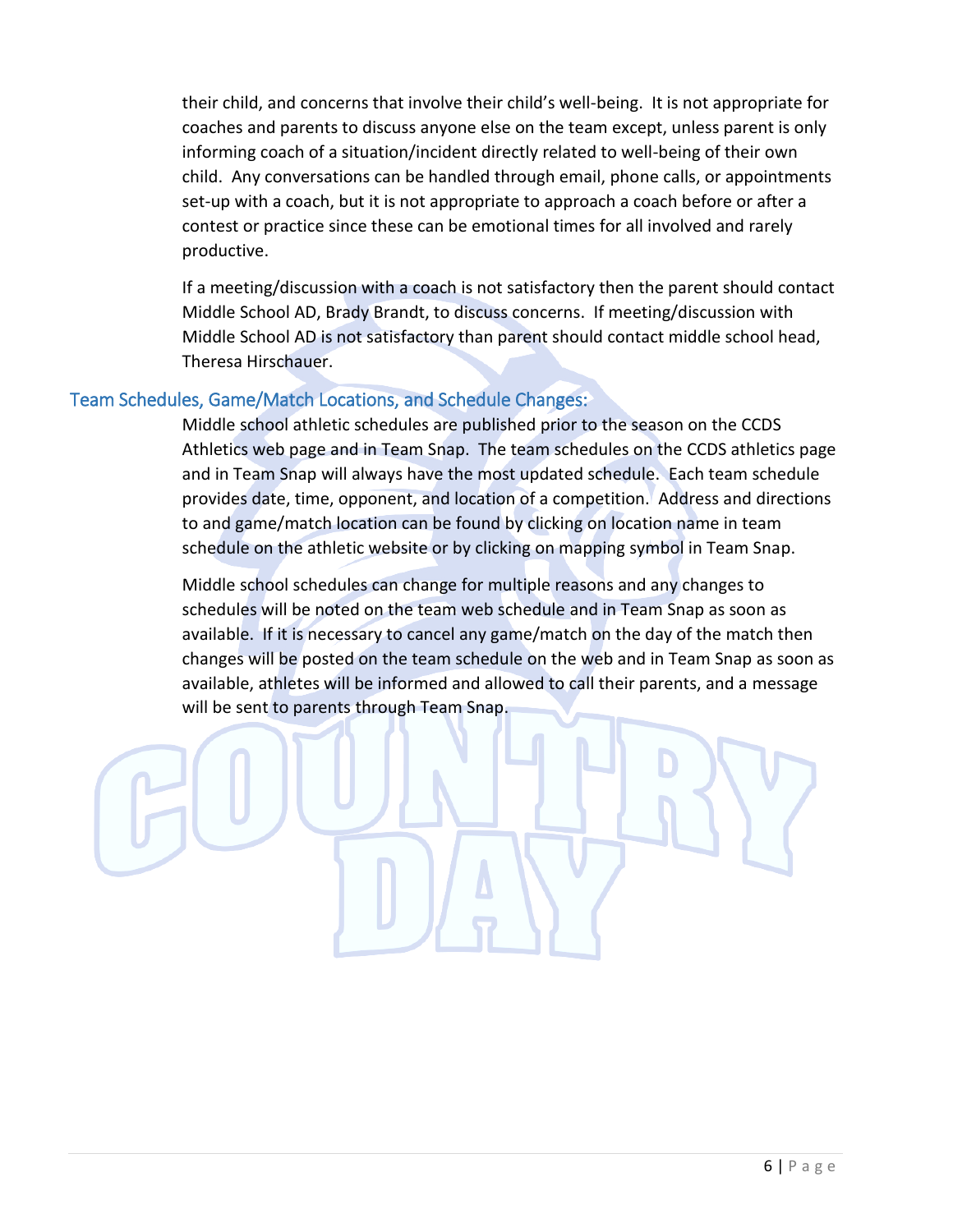their child, and concerns that involve their child's well-being. It is not appropriate for coaches and parents to discuss anyone else on the team except, unless parent is only informing coach of a situation/incident directly related to well-being of their own child. Any conversations can be handled through email, phone calls, or appointments set-up with a coach, but it is not appropriate to approach a coach before or after a contest or practice since these can be emotional times for all involved and rarely productive.

If a meeting/discussion with a coach is not satisfactory then the parent should contact Middle School AD, Brady Brandt, to discuss concerns. If meeting/discussion with Middle School AD is not satisfactory than parent should contact middle school head, Theresa Hirschauer.

## Team Schedules, Game/Match Locations, and Schedule Changes:

Middle school athletic schedules are published prior to the season on the CCDS Athletics web page and in Team Snap. The team schedules on the CCDS athletics page and in Team Snap will always have the most updated schedule. Each team schedule provides date, time, opponent, and location of a competition. Address and directions to and game/match location can be found by clicking on location name in team schedule on the athletic website or by clicking on mapping symbol in Team Snap.

Middle school schedules can change for multiple reasons and any changes to schedules will be noted on the team web schedule and in Team Snap as soon as available. If it is necessary to cancel any game/match on the day of the match then changes will be posted on the team schedule on the web and in Team Snap as soon as available, athletes will be informed and allowed to call their parents, and a message will be sent to parents through Team Snap.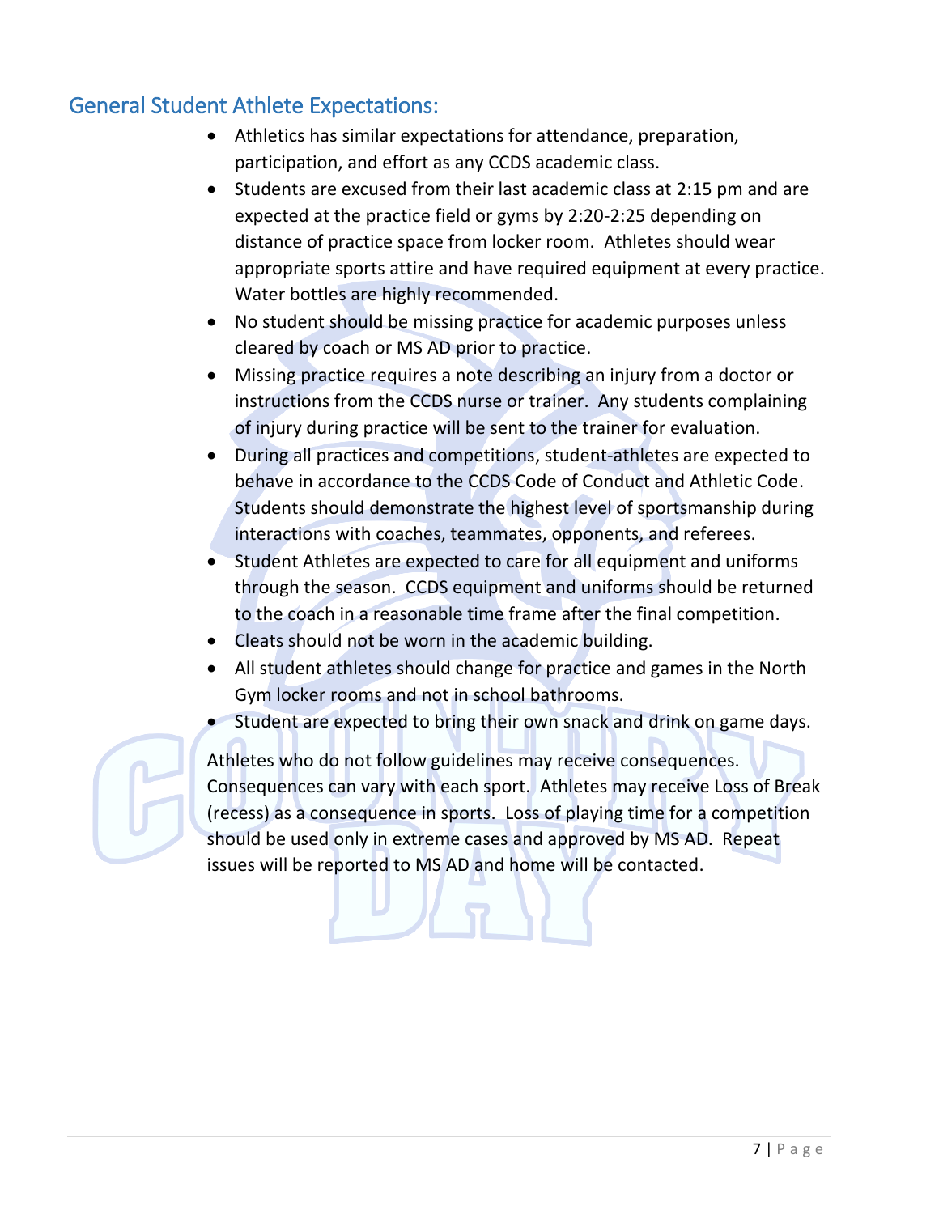## General Student Athlete Expectations:

- Athletics has similar expectations for attendance, preparation, participation, and effort as any CCDS academic class.
- Students are excused from their last academic class at 2:15 pm and are expected at the practice field or gyms by 2:20-2:25 depending on distance of practice space from locker room. Athletes should wear appropriate sports attire and have required equipment at every practice. Water bottles are highly recommended.
- No student should be missing practice for academic purposes unless cleared by coach or MS AD prior to practice.
- Missing practice requires a note describing an injury from a doctor or instructions from the CCDS nurse or trainer. Any students complaining of injury during practice will be sent to the trainer for evaluation.
- During all practices and competitions, student-athletes are expected to behave in accordance to the CCDS Code of Conduct and Athletic Code. Students should demonstrate the highest level of sportsmanship during interactions with coaches, teammates, opponents, and referees.
- Student Athletes are expected to care for all equipment and uniforms through the season. CCDS equipment and uniforms should be returned to the coach in a reasonable time frame after the final competition.
- Cleats should not be worn in the academic building.
- All student athletes should change for practice and games in the North Gym locker rooms and not in school bathrooms.
- Student are expected to bring their own snack and drink on game days.

Athletes who do not follow guidelines may receive consequences. Consequences can vary with each sport. Athletes may receive Loss of Break (recess) as a consequence in sports. Loss of playing time for a competition should be used only in extreme cases and approved by MS AD. Repeat issues will be reported to MS AD and home will be contacted.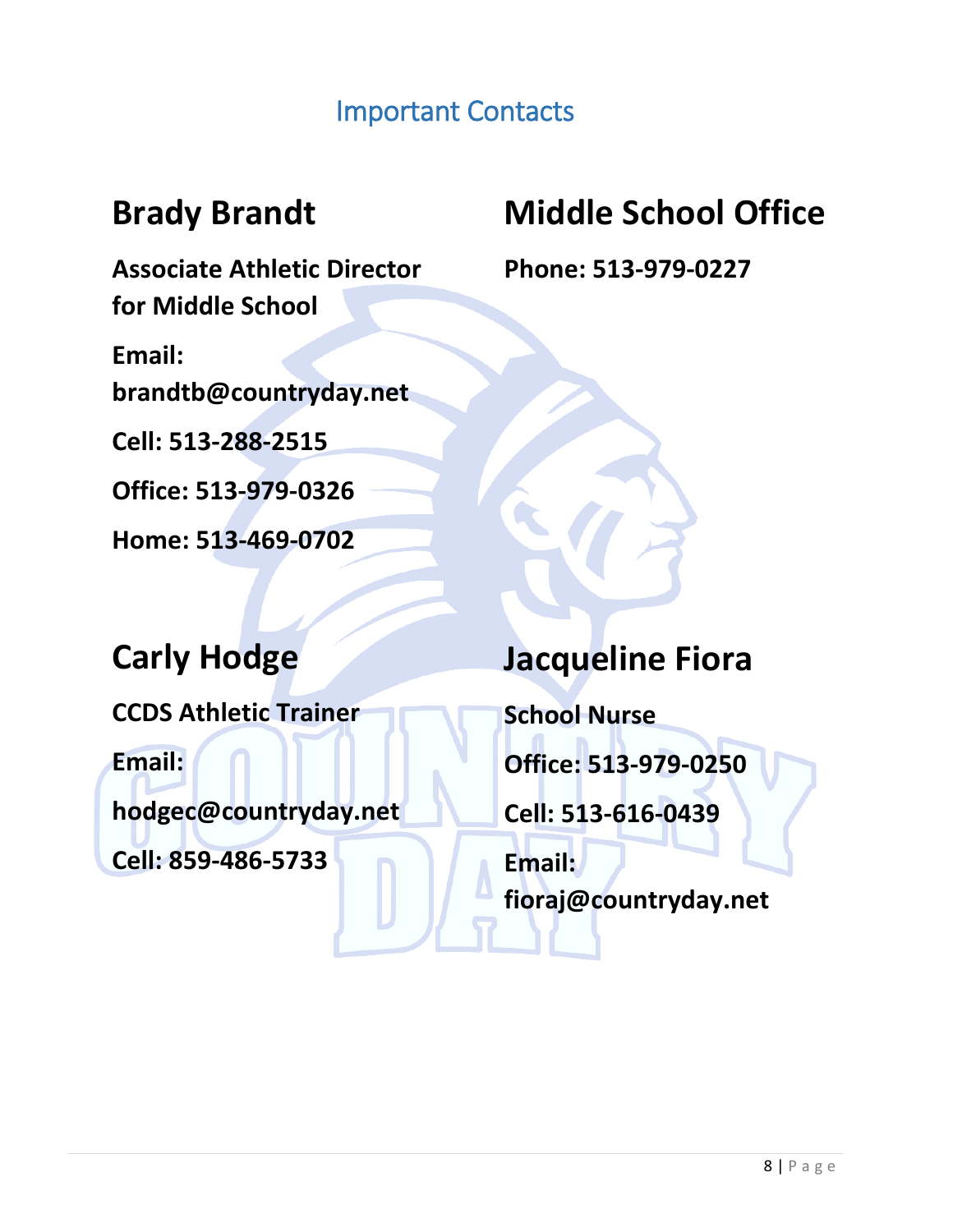# Important Contacts

## Brady Brandt

**Associate Athletic Director for Middle School**

**Email: brandtb@countryday.net**

**Cell: 513-288-2515**

**Office: 513-979-0326**

**Home: 513-469-0702**

## Middle School Office

**Phone: 513-979-0227**

## Carly Hodge

**CCDS Athletic Trainer**

**Email: hodgec@countryday.net**

**Cell: 859-486-5733**

## Jacqueline Fiora

**School Nurse**

**Office: 513-979-0250**

**Cell: 513-616-0439**

**Email: fioraj@countryday.net**